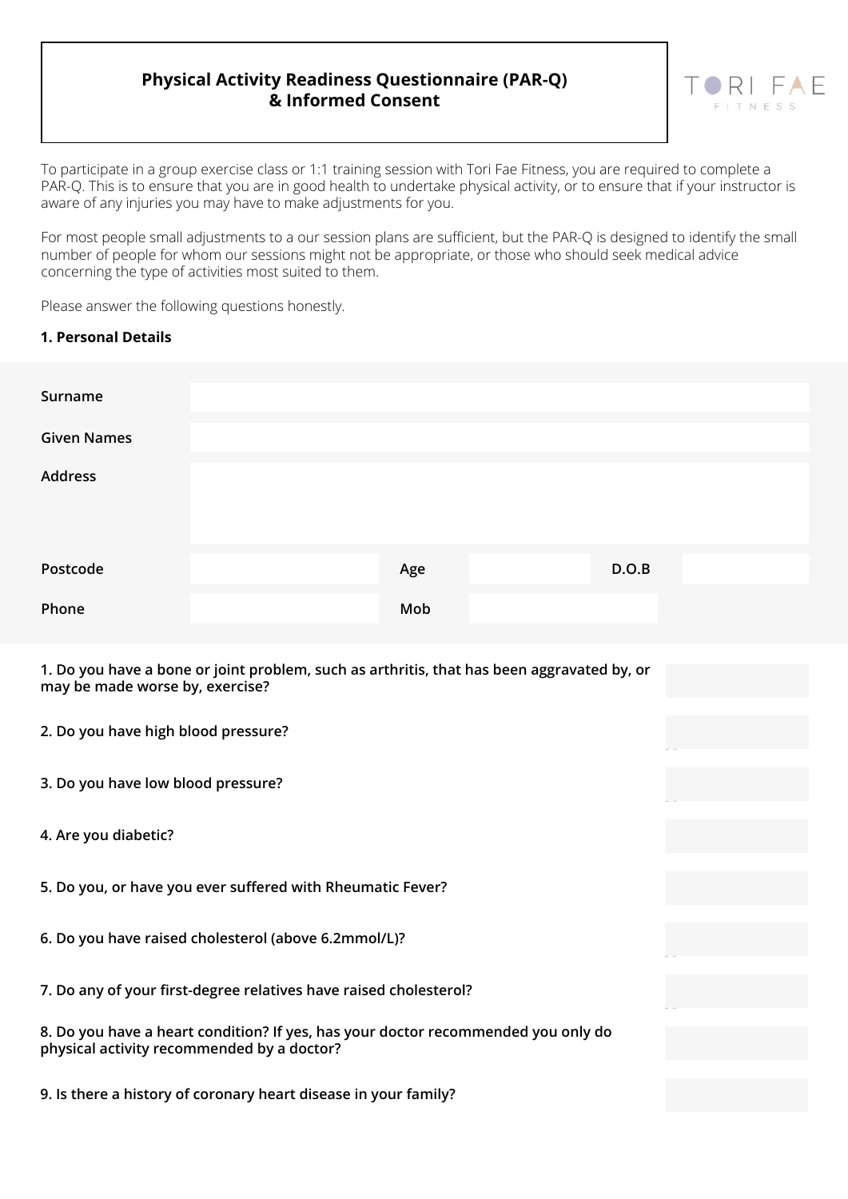# Physical Activity Readiness Questionnaire (PAR-Q) & Informed Consent

TORI FAE FITNESS

To participate in a group exercise class or 1:1 training session with Tori Fae Fitness, you are required to complete a PAR-Q. This is to ensure that you are in good health to undertake physical activity, or to ensure that if your instructor is aware of any injuries you may have to make adjustments for you.

For most people small adjustments to a our session plans are sufficient, but the PAR-Q is designed to identify the small number of people for whom our sessions might not be appropriate, or those who should seek medical advice concerning the type of activities most suited to them.

Please answer the following questions honestly.

**1. Personal Details**

| | | | | | |
|---|---|---|---|---|---|
| **Surname** | | | | | |
| **Given Names** | | | | | |
| **Address** | | | | | |
| **Postcode** | | **Age** | | **D.O.B** | |
| **Phone** | | **Mob** | | | |

| | |
|---|---|
| **1. Do you have a bone or joint problem, such as arthritis, that has been aggravated by, or may be made worse by, exercise?** | |
| **2. Do you have high blood pressure?** | |
| **3. Do you have low blood pressure?** | |
| **4. Are you diabetic?** | |
| **5. Do you, or have you ever suffered with Rheumatic Fever?** | |
| **6. Do you have raised cholesterol (above 6.2mmol/L)?** | |
| **7. Do any of your first-degree relatives have raised cholesterol?** | |
| **8. Do you have a heart condition? If yes, has your doctor recommended you only do physical activity recommended by a doctor?** | |
| **9. Is there a history of coronary heart disease in your family?** | |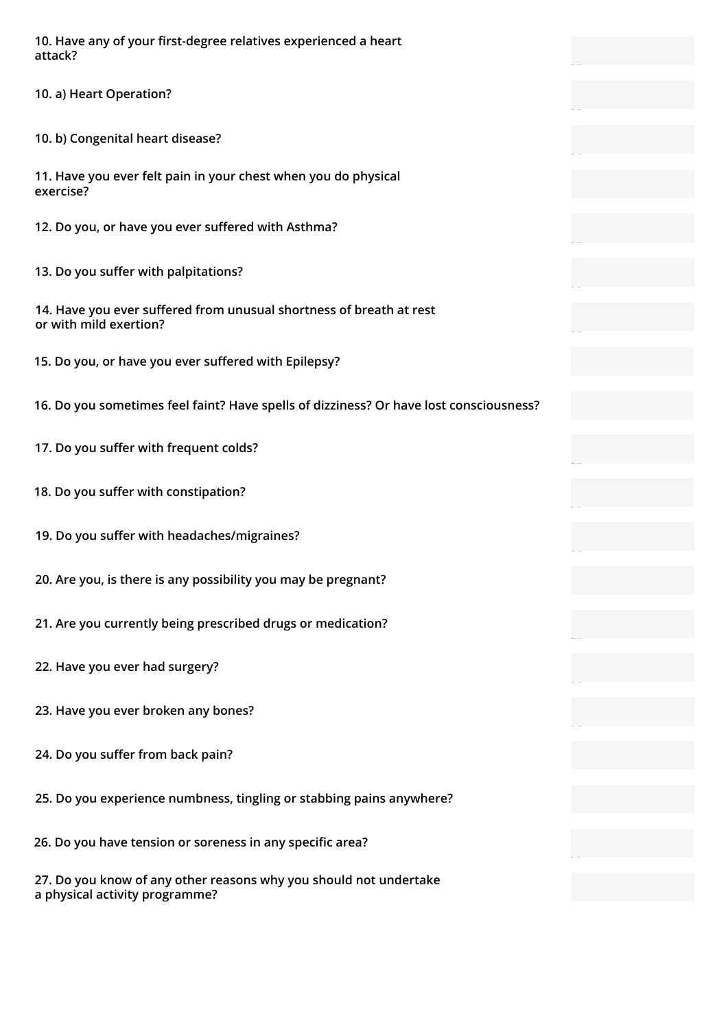**10. Have any of your first-degree relatives experienced a heart attack?**

**10. a) Heart Operation?**

**10. b) Congenital heart disease?**

**11. Have you ever felt pain in your chest when you do physical exercise?**

**12. Do you, or have you ever suffered with Asthma?**

**13. Do you suffer with palpitations?**

**14. Have you ever suffered from unusual shortness of breath at rest or with mild exertion?**

**15. Do you, or have you ever suffered with Epilepsy?**

**16. Do you sometimes feel faint? Have spells of dizziness? Or have lost consciousness?**

**17. Do you suffer with frequent colds?**

**18. Do you suffer with constipation?**

**19. Do you suffer with headaches/migraines?**

**20. Are you, is there is any possibility you may be pregnant?**

**21. Are you currently being prescribed drugs or medication?**

**22. Have you ever had surgery?**

**23. Have you ever broken any bones?**

**24. Do you suffer from back pain?**

**25. Do you experience numbness, tingling or stabbing pains anywhere?**

**26. Do you have tension or soreness in any specific area?**

**27. Do you know of any other reasons why you should not undertake a physical activity programme?**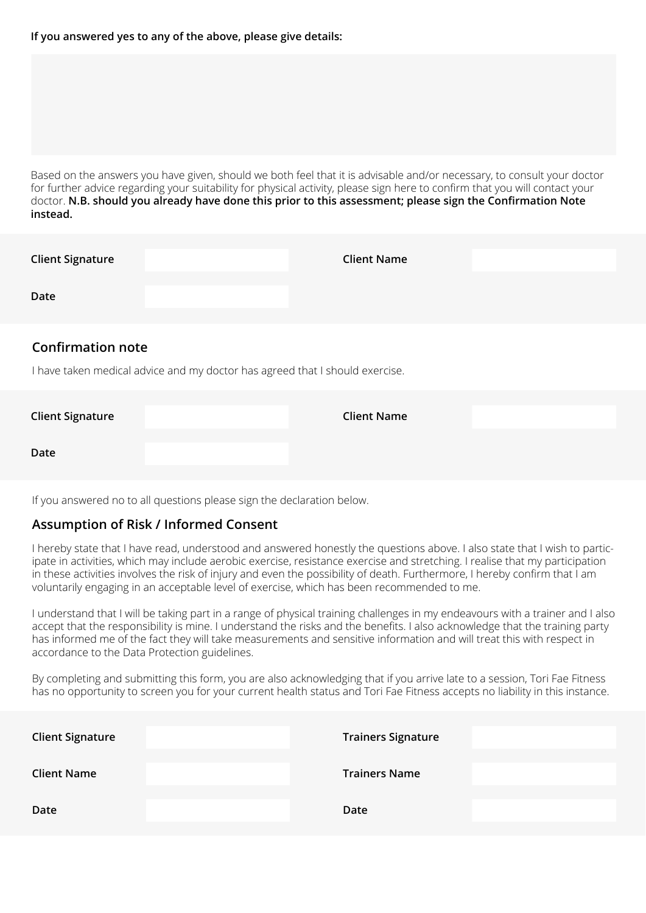**If you answered yes to any of the above, please give details:**

Based on the answers you have given, should we both feel that it is advisable and/or necessary, to consult your doctor for further advice regarding your suitability for physical activity, please sign here to confirm that you will contact your doctor. **N.B. should you already have done this prior to this assessment; please sign the Confirmation Note instead.**

| | | | |
|---|---|---|---|
| **Client Signature** | | **Client Name** | |
| **Date** | | | |

## Confirmation note

I have taken medical advice and my doctor has agreed that I should exercise.

| | | | |
|---|---|---|---|
| **Client Signature** | | **Client Name** | |
| **Date** | | | |

If you answered no to all questions please sign the declaration below.

## Assumption of Risk / Informed Consent

I hereby state that I have read, understood and answered honestly the questions above. I also state that I wish to participate in activities, which may include aerobic exercise, resistance exercise and stretching. I realise that my participation in these activities involves the risk of injury and even the possibility of death. Furthermore, I hereby confirm that I am voluntarily engaging in an acceptable level of exercise, which has been recommended to me.

I understand that I will be taking part in a range of physical training challenges in my endeavours with a trainer and I also accept that the responsibility is mine. I understand the risks and the benefits. I also acknowledge that the training party has informed me of the fact they will take measurements and sensitive information and will treat this with respect in accordance to the Data Protection guidelines.

By completing and submitting this form, you are also acknowledging that if you arrive late to a session, Tori Fae Fitness has no opportunity to screen you for your current health status and Tori Fae Fitness accepts no liability in this instance.

| | | | |
|---|---|---|---|
| **Client Signature** | | **Trainers Signature** | |
| **Client Name** | | **Trainers Name** | |
| **Date** | | **Date** | |